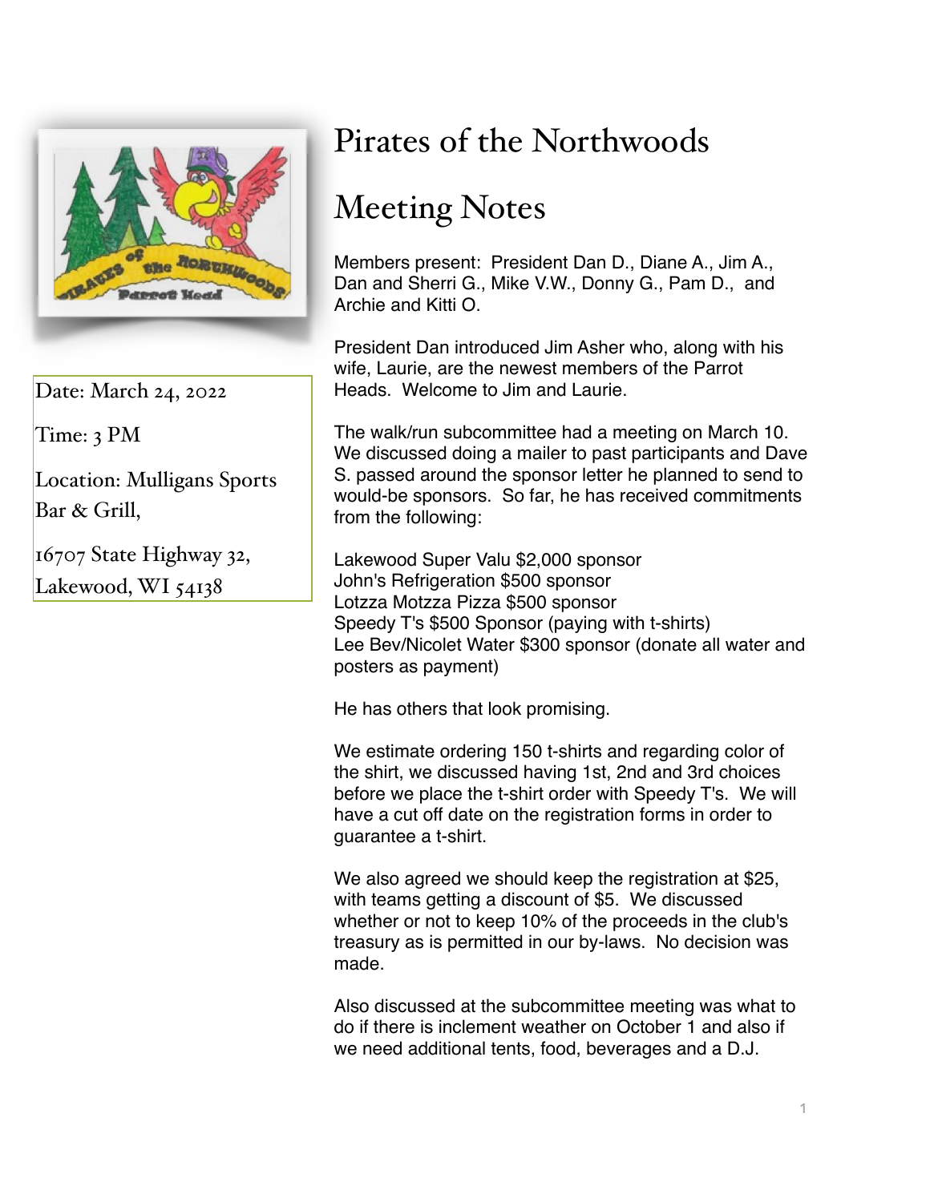# Pirates of the Northwoods

# Meeting Notes

Date: March 24, 2022

Time: 3 PM

Location: Mulligans Sports Bar & Grill,

16707 State Highway 32, Lakewood, WI 54138

Members present: President Dan D., Diane A., Jim A., Dan and Sherri G., Mike V.W., Donny G., Pam D., and Archie and Kitti O.

President Dan introduced Jim Asher who, along with his wife, Laurie, are the newest members of the Parrot Heads. Welcome to Jim and Laurie.

The walk/run subcommittee had a meeting on March 10. We discussed doing a mailer to past participants and Dave S. passed around the sponsor letter he planned to send to would-be sponsors. So far, he has received commitments from the following:

Lakewood Super Valu $2,000 sponsor
John's Refrigeration $500 sponsor
Lotzza Motzza Pizza $500 sponsor
Speedy T's $500 Sponsor (paying with t-shirts)
Lee Bev/Nicolet Water $300 sponsor (donate all water and posters as payment)

He has others that look promising.

We estimate ordering 150 t-shirts and regarding color of the shirt, we discussed having 1st, 2nd and 3rd choices before we place the t-shirt order with Speedy T's. We will have a cut off date on the registration forms in order to guarantee a t-shirt.

We also agreed we should keep the registration at $25, with teams getting a discount of $5. We discussed whether or not to keep 10% of the proceeds in the club's treasury as is permitted in our by-laws. No decision was made.

Also discussed at the subcommittee meeting was what to do if there is inclement weather on October 1 and also if we need additional tents, food, beverages and a D.J.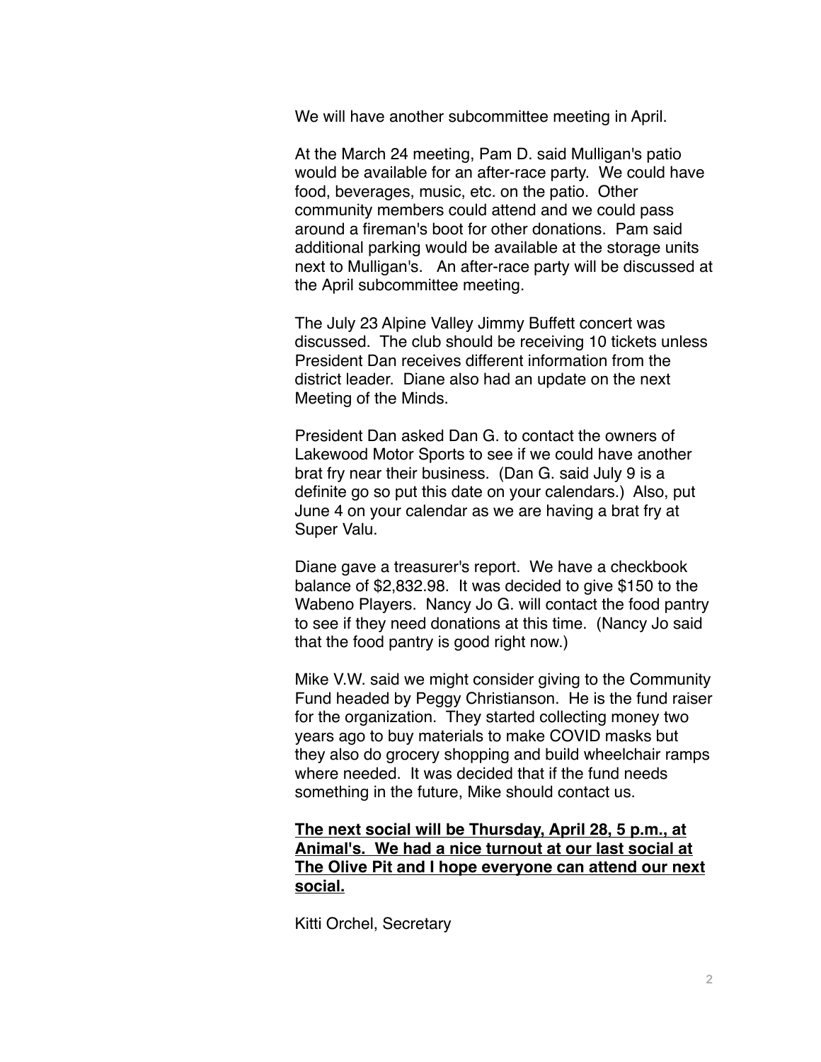We will have another subcommittee meeting in April.

At the March 24 meeting, Pam D. said Mulligan's patio would be available for an after-race party. We could have food, beverages, music, etc. on the patio. Other community members could attend and we could pass around a fireman's boot for other donations. Pam said additional parking would be available at the storage units next to Mulligan's. An after-race party will be discussed at the April subcommittee meeting.

The July 23 Alpine Valley Jimmy Buffett concert was discussed. The club should be receiving 10 tickets unless President Dan receives different information from the district leader. Diane also had an update on the next Meeting of the Minds.

President Dan asked Dan G. to contact the owners of Lakewood Motor Sports to see if we could have another brat fry near their business. (Dan G. said July 9 is a definite go so put this date on your calendars.) Also, put June 4 on your calendar as we are having a brat fry at Super Valu.

Diane gave a treasurer's report. We have a checkbook balance of $2,832.98. It was decided to give $150 to the Wabeno Players. Nancy Jo G. will contact the food pantry to see if they need donations at this time. (Nancy Jo said that the food pantry is good right now.)

Mike V.W. said we might consider giving to the Community Fund headed by Peggy Christianson. He is the fund raiser for the organization. They started collecting money two years ago to buy materials to make COVID masks but they also do grocery shopping and build wheelchair ramps where needed. It was decided that if the fund needs something in the future, Mike should contact us.

<u>**The next social will be Thursday, April 28, 5 p.m., at Animal's. We had a nice turnout at our last social at The Olive Pit and I hope everyone can attend our next social.**</u>

Kitti Orchel, Secretary